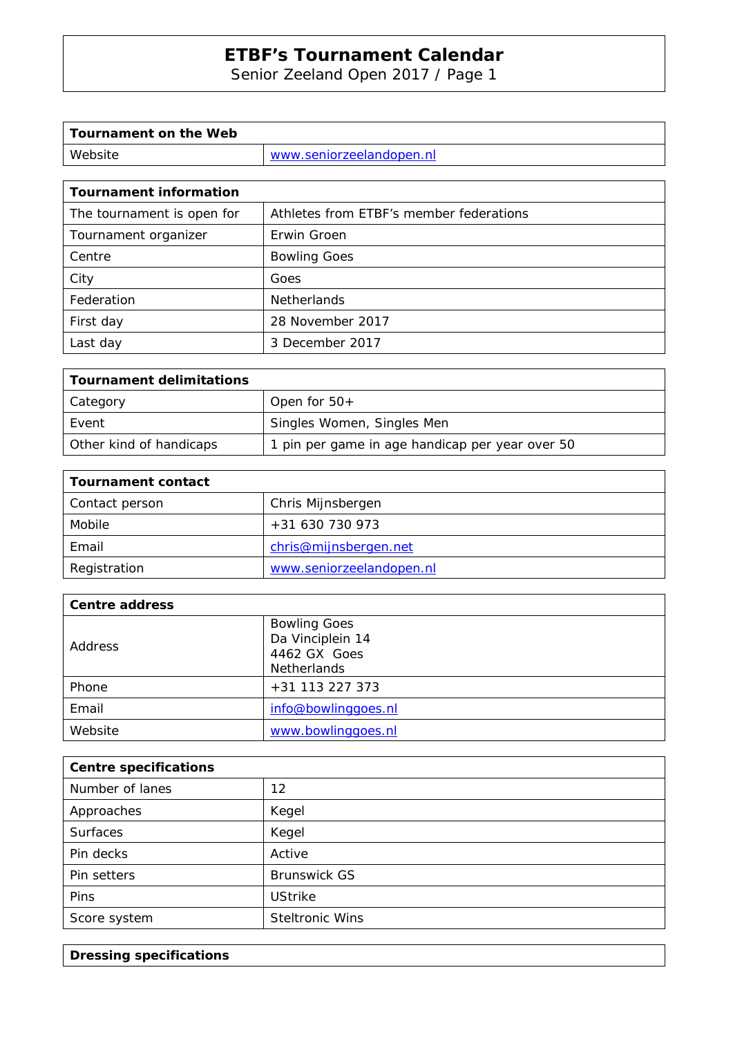# ETBF's Tournament Calendar

Senior Zeeland Open 2017 / Page 1

| Tournament on the Web | |
|---|---|
| Website | www.seniorzeelandopen.nl |

| Tournament information | |
|---|---|
| The tournament is open for | Athletes from ETBF's member federations |
| Tournament organizer | Erwin Groen |
| Centre | Bowling Goes |
| City | Goes |
| Federation | Netherlands |
| First day | 28 November 2017 |
| Last day | 3 December 2017 |

| Tournament delimitations | |
|---|---|
| Category | Open for 50+ |
| Event | Singles Women, Singles Men |
| Other kind of handicaps | 1 pin per game in age handicap per year over 50 |

| Tournament contact | |
|---|---|
| Contact person | Chris Mijnsbergen |
| Mobile | +31 630 730 973 |
| Email | chris@mijnsbergen.net |
| Registration | www.seniorzeelandopen.nl |

| Centre address | |
|---|---|
| Address | Bowling Goes<br>Da Vinciplein 14<br>4462 GX Goes<br>Netherlands |
| Phone | +31 113 227 373 |
| Email | info@bowlinggoes.nl |
| Website | www.bowlinggoes.nl |

| Centre specifications | |
|---|---|
| Number of lanes | 12 |
| Approaches | Kegel |
| Surfaces | Kegel |
| Pin decks | Active |
| Pin setters | Brunswick GS |
| Pins | UStrike |
| Score system | Steltronic Wins |

| Dressing specifications |
|---|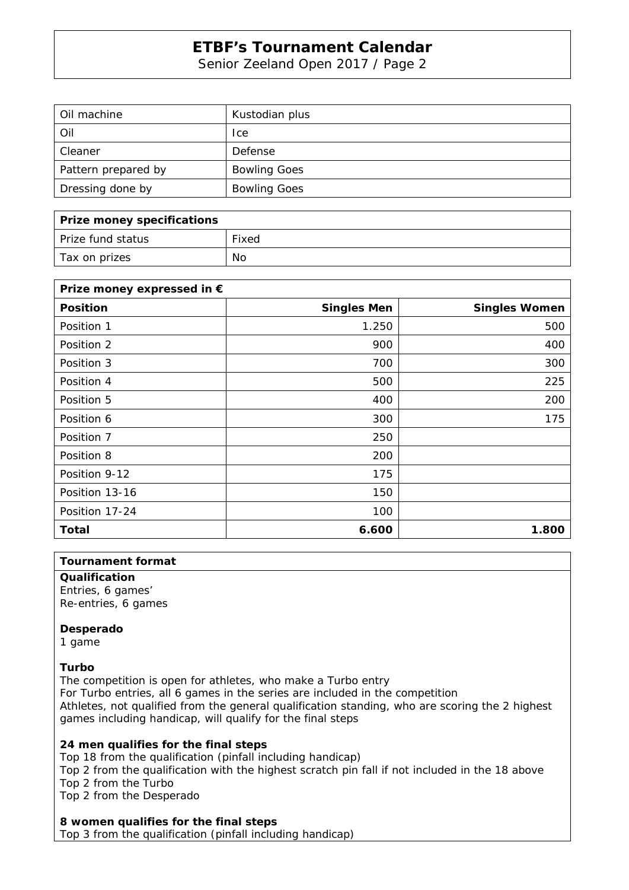| Oil machine | Kustodian plus |
|---|---|
| Oil | Ice |
| Cleaner | Defense |
| Pattern prepared by | Bowling Goes |
| Dressing done by | Bowling Goes |

| **Prize money specifications** | |
|---|---|
| Prize fund status | Fixed |
| Tax on prizes | No |

| **Prize money expressed in €** | | |
|---|---|---|
| **Position** | **Singles Men** | **Singles Women** |
| Position 1 | 1.250 | 500 |
| Position 2 | 900 | 400 |
| Position 3 | 700 | 300 |
| Position 4 | 500 | 225 |
| Position 5 | 400 | 200 |
| Position 6 | 300 | 175 |
| Position 7 | 250 | |
| Position 8 | 200 | |
| Position 9-12 | 175 | |
| Position 13-16 | 150 | |
| Position 17-24 | 100 | |
| **Total** | **6.600** | **1.800** |

**Tournament format**

**Qualification**
Entries, 6 games'
Re-entries, 6 games

**Desperado**
1 game

**Turbo**
The competition is open for athletes, who make a Turbo entry
For Turbo entries, all 6 games in the series are included in the competition
Athletes, not qualified from the general qualification standing, who are scoring the 2 highest games including handicap, will qualify for the final steps

**24 men qualifies for the final steps**
Top 18 from the qualification (pinfall including handicap)
Top 2 from the qualification with the highest scratch pin fall if not included in the 18 above
Top 2 from the Turbo
Top 2 from the Desperado

**8 women qualifies for the final steps**
Top 3 from the qualification (pinfall including handicap)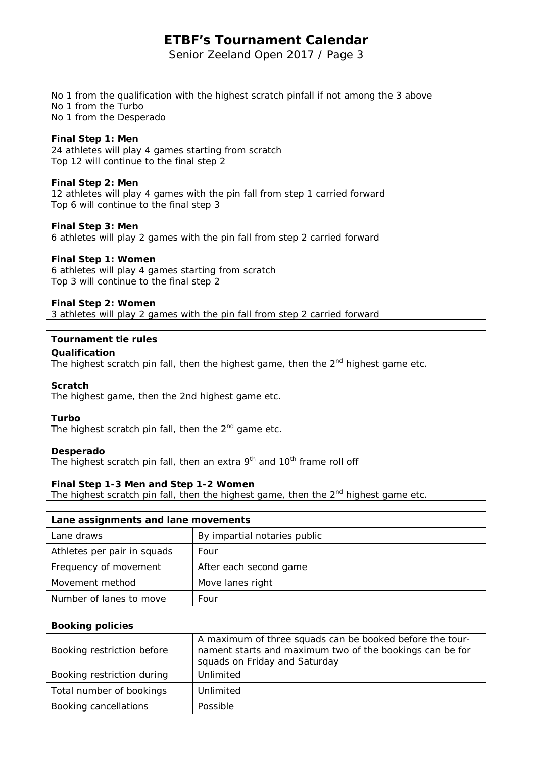No 1 from the qualification with the highest scratch pinfall if not among the 3 above
No 1 from the Turbo
No 1 from the Desperado

**Final Step 1: Men**
24 athletes will play 4 games starting from scratch
Top 12 will continue to the final step 2

**Final Step 2: Men**
12 athletes will play 4 games with the pin fall from step 1 carried forward
Top 6 will continue to the final step 3

**Final Step 3: Men**
6 athletes will play 2 games with the pin fall from step 2 carried forward

**Final Step 1: Women**
6 athletes will play 4 games starting from scratch
Top 3 will continue to the final step 2

**Final Step 2: Women**
3 athletes will play 2 games with the pin fall from step 2 carried forward

## Tournament tie rules

**Qualification**
The highest scratch pin fall, then the highest game, then the 2nd highest game etc.

**Scratch**
The highest game, then the 2nd highest game etc.

**Turbo**
The highest scratch pin fall, then the 2nd game etc.

**Desperado**
The highest scratch pin fall, then an extra 9th and 10th frame roll off

**Final Step 1-3 Men and Step 1-2 Women**
The highest scratch pin fall, then the highest game, then the 2nd highest game etc.

| Lane assignments and lane movements | |
|---|---|
| Lane draws | By impartial notaries public |
| Athletes per pair in squads | Four |
| Frequency of movement | After each second game |
| Movement method | Move lanes right |
| Number of lanes to move | Four |

| Booking policies | |
|---|---|
| Booking restriction before | A maximum of three squads can be booked before the tournament starts and maximum two of the bookings can be for squads on Friday and Saturday |
| Booking restriction during | Unlimited |
| Total number of bookings | Unlimited |
| Booking cancellations | Possible |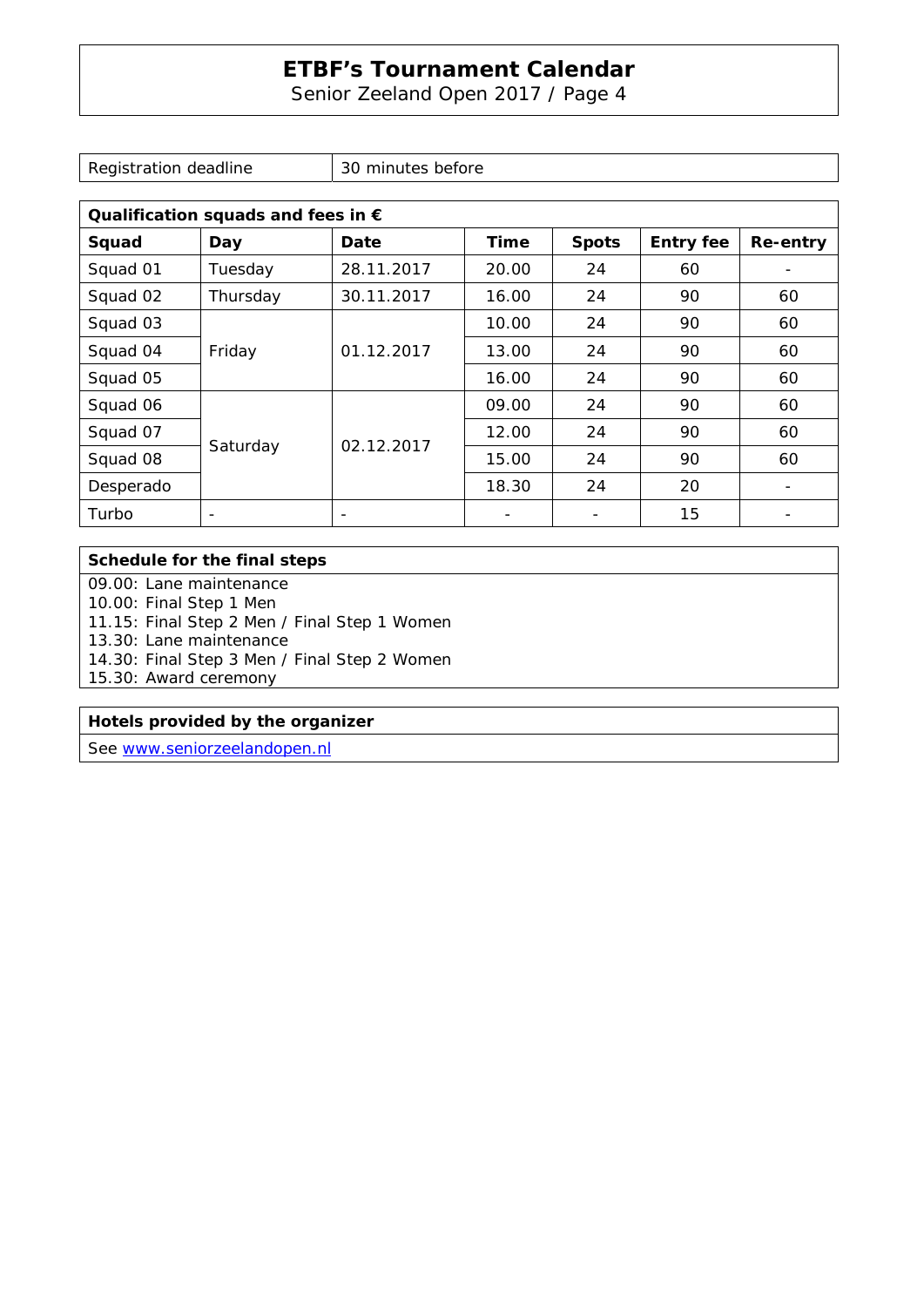# ETBF's Tournament Calendar

Senior Zeeland Open 2017 / Page 4

| | |
|---|---|
| Registration deadline | 30 minutes before |

**Qualification squads and fees in €**

| Squad | Day | Date | Time | Spots | Entry fee | Re-entry |
|---|---|---|---|---|---|---|
| Squad 01 | Tuesday | 28.11.2017 | 20.00 | 24 | 60 | - |
| Squad 02 | Thursday | 30.11.2017 | 16.00 | 24 | 90 | 60 |
| Squad 03 | Friday | 01.12.2017 | 10.00 | 24 | 90 | 60 |
| Squad 04 | | | 13.00 | 24 | 90 | 60 |
| Squad 05 | | | 16.00 | 24 | 90 | 60 |
| Squad 06 | Saturday | 02.12.2017 | 09.00 | 24 | 90 | 60 |
| Squad 07 | | | 12.00 | 24 | 90 | 60 |
| Squad 08 | | | 15.00 | 24 | 90 | 60 |
| Desperado | | | 18.30 | 24 | 20 | - |
| Turbo | - | - | - | - | 15 | - |

**Schedule for the final steps**

09.00: Lane maintenance
10.00: Final Step 1 Men
11.15: Final Step 2 Men / Final Step 1 Women
13.30: Lane maintenance
14.30: Final Step 3 Men / Final Step 2 Women
15.30: Award ceremony

**Hotels provided by the organizer**

See www.seniorzeelandopen.nl